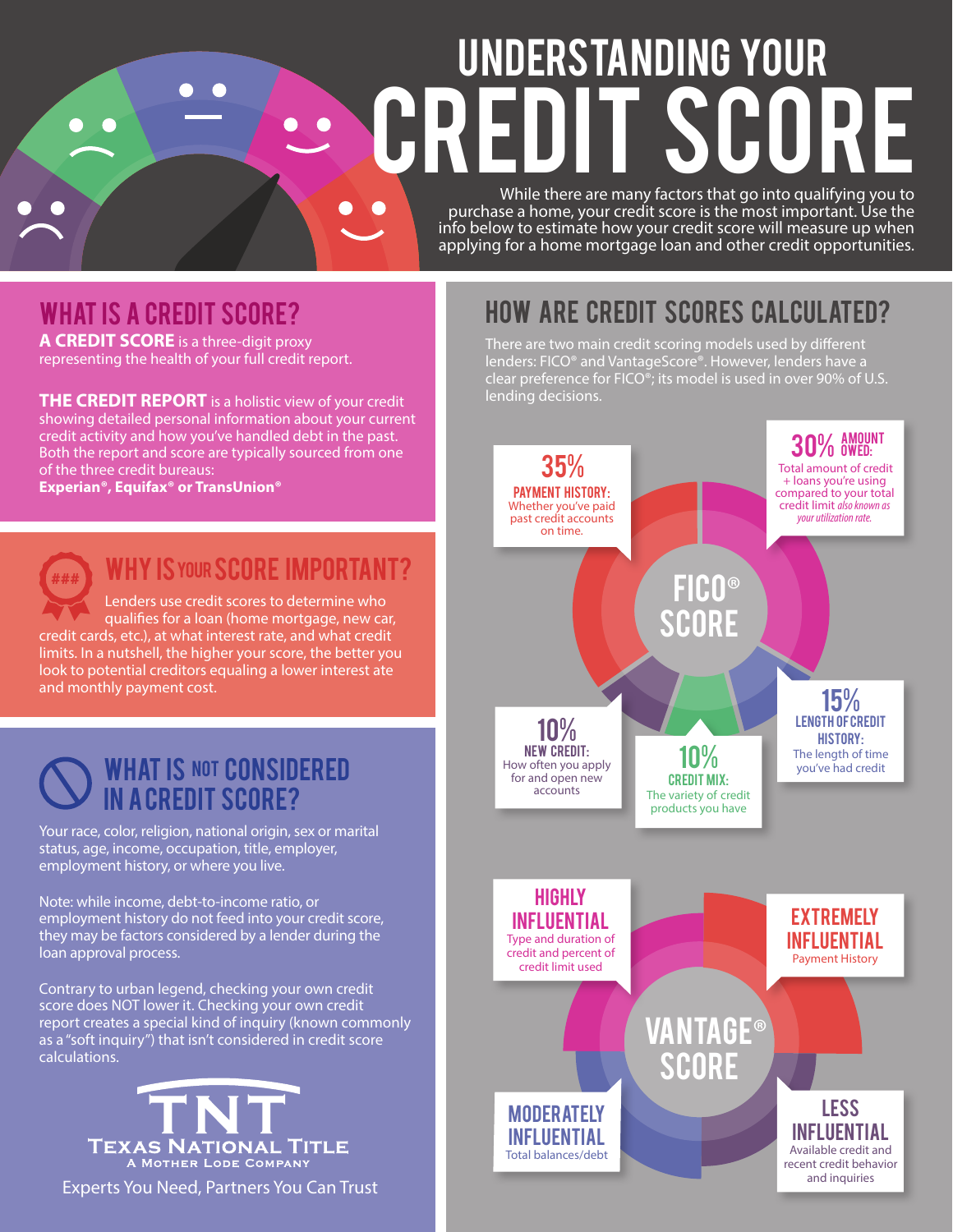# UNDERSTANDING YOUR CREDIT SCORE

While there are many factors that go into qualifying you to purchase a home, your credit score is the most important. Use the info below to estimate how your credit score will measure up when applying for a home mortgage loan and other credit opportunities.

## WHAT IS A CREDIT SCORE?

**A CREDIT SCORE** is a three-digit proxy representing the health of your full credit report.

**THE CREDIT REPORT** is a holistic view of your credit showing detailed personal information about your current credit activity and how you've handled debt in the past. Both the report and score are typically sourced from one of the three credit bureaus: **Experian®, Equifax® or TransUnion®**

## WHY IS YOUR SCORE IMPORTANT?

Lenders use credit scores to determine who qualifies for a loan (home mortgage, new car, credit cards, etc.), at what interest rate, and what credit limits. In a nutshell, the higher your score, the better you look to potential creditors equaling a lower interest ate and monthly payment cost.

## WHAT IS NOT CONSIDERED IN A CREDIT SCORE?

Your race, color, religion, national origin, sex or marital status, age, income, occupation, title, employer, employment history, or where you live.

Note: while income, debt-to-income ratio, or employment history do not feed into your credit score, they may be factors considered by a lender during the loan approval process.

Contrary to urban legend, checking your own credit score does NOT lower it. Checking your own credit report creates a special kind of inquiry (known commonly as a "soft inquiry") that isn't considered in credit score calculations.

**TNT**
**TEXAS NATIONAL TITLE**
A MOTHER LODE COMPANY

Experts You Need, Partners You Can Trust

## HOW ARE CREDIT SCORES CALCULATED?

There are two main credit scoring models used by different lenders: FICO® and VantageScore®. However, lenders have a clear preference for FICO®; its model is used in over 90% of U.S. lending decisions.

### FICO® SCORE

- **35% PAYMENT HISTORY:** Whether you've paid past credit accounts on time.
- **30% AMOUNT OWED:** Total amount of credit + loans you're using compared to your total credit limit *also known as your utilization rate.*
- **15% LENGTH OF CREDIT HISTORY:** The length of time you've had credit
- **10% CREDIT MIX:** The variety of credit products you have
- **10% NEW CREDIT:** How often you apply for and open new accounts

### VANTAGE® SCORE

- **EXTREMELY INFLUENTIAL:** Payment History
- **HIGHLY INFLUENTIAL:** Type and duration of credit and percent of credit limit used
- **MODERATELY INFLUENTIAL:** Total balances/debt
- **LESS INFLUENTIAL:** Available credit and recent credit behavior and inquiries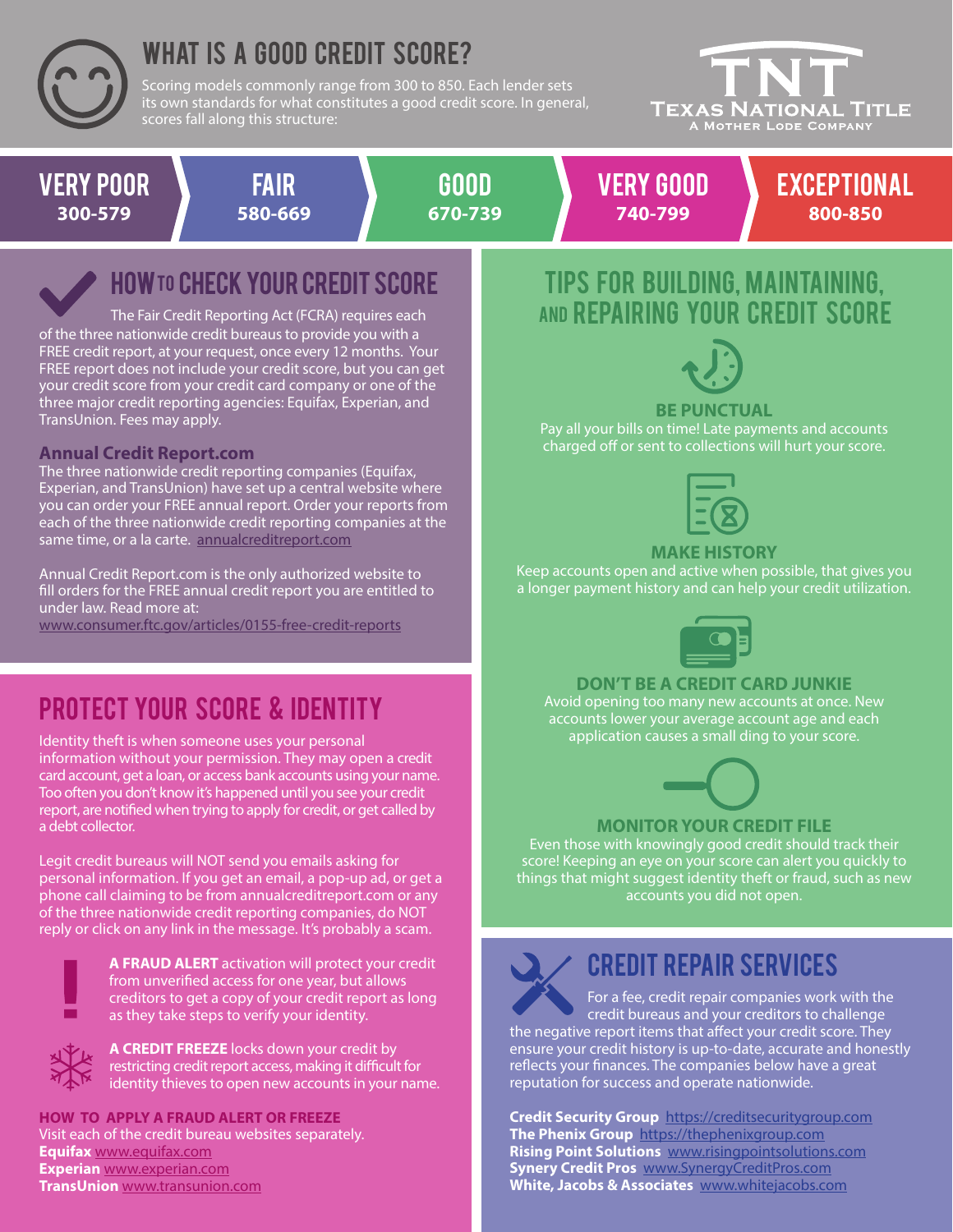# WHAT IS A GOOD CREDIT SCORE?

Scoring models commonly range from 300 to 850. Each lender sets its own standards for what constitutes a good credit score. In general, scores fall along this structure:

TNT
TEXAS NATIONAL TITLE
A MOTHER LODE COMPANY

| VERY POOR | FAIR | GOOD | VERY GOOD | EXCEPTIONAL |
|---|---|---|---|---|
| 300-579 | 580-669 | 670-739 | 740-799 | 800-850 |

## HOW TO CHECK YOUR CREDIT SCORE

The Fair Credit Reporting Act (FCRA) requires each of the three nationwide credit bureaus to provide you with a FREE credit report, at your request, once every 12 months. Your FREE report does not include your credit score, but you can get your credit score from your credit card company or one of the three major credit reporting agencies: Equifax, Experian, and TransUnion. Fees may apply.

**Annual Credit Report.com**

The three nationwide credit reporting companies (Equifax, Experian, and TransUnion) have set up a central website where you can order your FREE annual report. Order your reports from each of the three nationwide credit reporting companies at the same time, or a la carte. annualcreditreport.com

Annual Credit Report.com is the only authorized website to fill orders for the FREE annual credit report you are entitled to under law. Read more at:
www.consumer.ftc.gov/articles/0155-free-credit-reports

## PROTECT YOUR SCORE & IDENTITY

Identity theft is when someone uses your personal information without your permission. They may open a credit card account, get a loan, or access bank accounts using your name. Too often you don't know it's happened until you see your credit report, are notified when trying to apply for credit, or get called by a debt collector.

Legit credit bureaus will NOT send you emails asking for personal information. If you get an email, a pop-up ad, or get a phone call claiming to be from annualcreditreport.com or any of the three nationwide credit reporting companies, do NOT reply or click on any link in the message. It's probably a scam.

**A FRAUD ALERT** activation will protect your credit from unverified access for one year, but allows creditors to get a copy of your credit report as long as they take steps to verify your identity.

**A CREDIT FREEZE** locks down your credit by restricting credit report access, making it difficult for identity thieves to open new accounts in your name.

**HOW TO APPLY A FRAUD ALERT OR FREEZE**

Visit each of the credit bureau websites separately.
**Equifax** www.equifax.com
**Experian** www.experian.com
**TransUnion** www.transunion.com

## TIPS FOR BUILDING, MAINTAINING, AND REPAIRING YOUR CREDIT SCORE

**BE PUNCTUAL**

Pay all your bills on time! Late payments and accounts charged off or sent to collections will hurt your score.

**MAKE HISTORY**

Keep accounts open and active when possible, that gives you a longer payment history and can help your credit utilization.

**DON'T BE A CREDIT CARD JUNKIE**

Avoid opening too many new accounts at once. New accounts lower your average account age and each application causes a small ding to your score.

**MONITOR YOUR CREDIT FILE**

Even those with knowingly good credit should track their score! Keeping an eye on your score can alert you quickly to things that might suggest identity theft or fraud, such as new accounts you did not open.

## CREDIT REPAIR SERVICES

For a fee, credit repair companies work with the credit bureaus and your creditors to challenge the negative report items that affect your credit score. They ensure your credit history is up-to-date, accurate and honestly reflects your finances. The companies below have a great reputation for success and operate nationwide.

**Credit Security Group** https://creditsecuritygroup.com
**The Phenix Group** https://thephenixgroup.com
**Rising Point Solutions** www.risingpointsolutions.com
**Synery Credit Pros** www.SynergyCreditPros.com
**White, Jacobs & Associates** www.whitejacobs.com